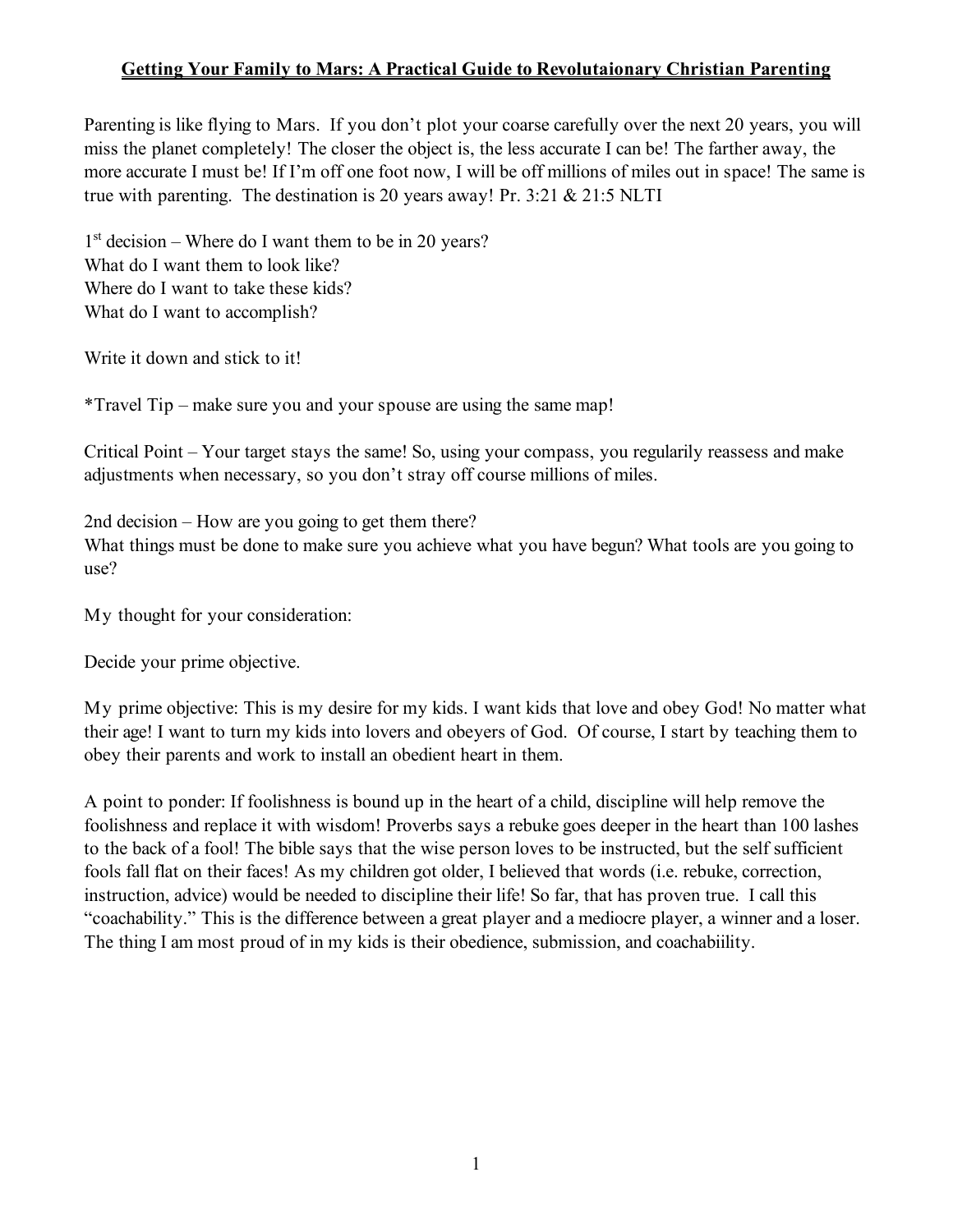# Getting Your Family to Mars: A Practical Guide to Revolutaionary Christian Parenting

Parenting is like flying to Mars. If you don't plot your coarse carefully over the next 20 years, you will miss the planet completely! The closer the object is, the less accurate I can be! The farther away, the more accurate I must be! If I'm off one foot now, I will be off millions of miles out in space! The same is true with parenting. The destination is 20 years away! Pr. 3:21 & 21:5 NLTI

1st decision – Where do I want them to be in 20 years?
What do I want them to look like?
Where do I want to take these kids?
What do I want to accomplish?

Write it down and stick to it!

*Travel Tip – make sure you and your spouse are using the same map!

Critical Point – Your target stays the same! So, using your compass, you regularly reassess and make adjustments when necessary, so you don't stray off course millions of miles.

2nd decision – How are you going to get them there?
What things must be done to make sure you achieve what you have begun? What tools are you going to use?

My thought for your consideration:

Decide your prime objective.

My prime objective: This is my desire for my kids. I want kids that love and obey God! No matter what their age! I want to turn my kids into lovers and obeyers of God. Of course, I start by teaching them to obey their parents and work to install an obedient heart in them.

A point to ponder: If foolishness is bound up in the heart of a child, discipline will help remove the foolishness and replace it with wisdom! Proverbs says a rebuke goes deeper in the heart than 100 lashes to the back of a fool! The bible says that the wise person loves to be instructed, but the self sufficient fools fall flat on their faces! As my children got older, I believed that words (i.e. rebuke, correction, instruction, advice) would be needed to discipline their life! So far, that has proven true. I call this "coachability." This is the difference between a great player and a mediocre player, a winner and a loser. The thing I am most proud of in my kids is their obedience, submission, and coachabiility.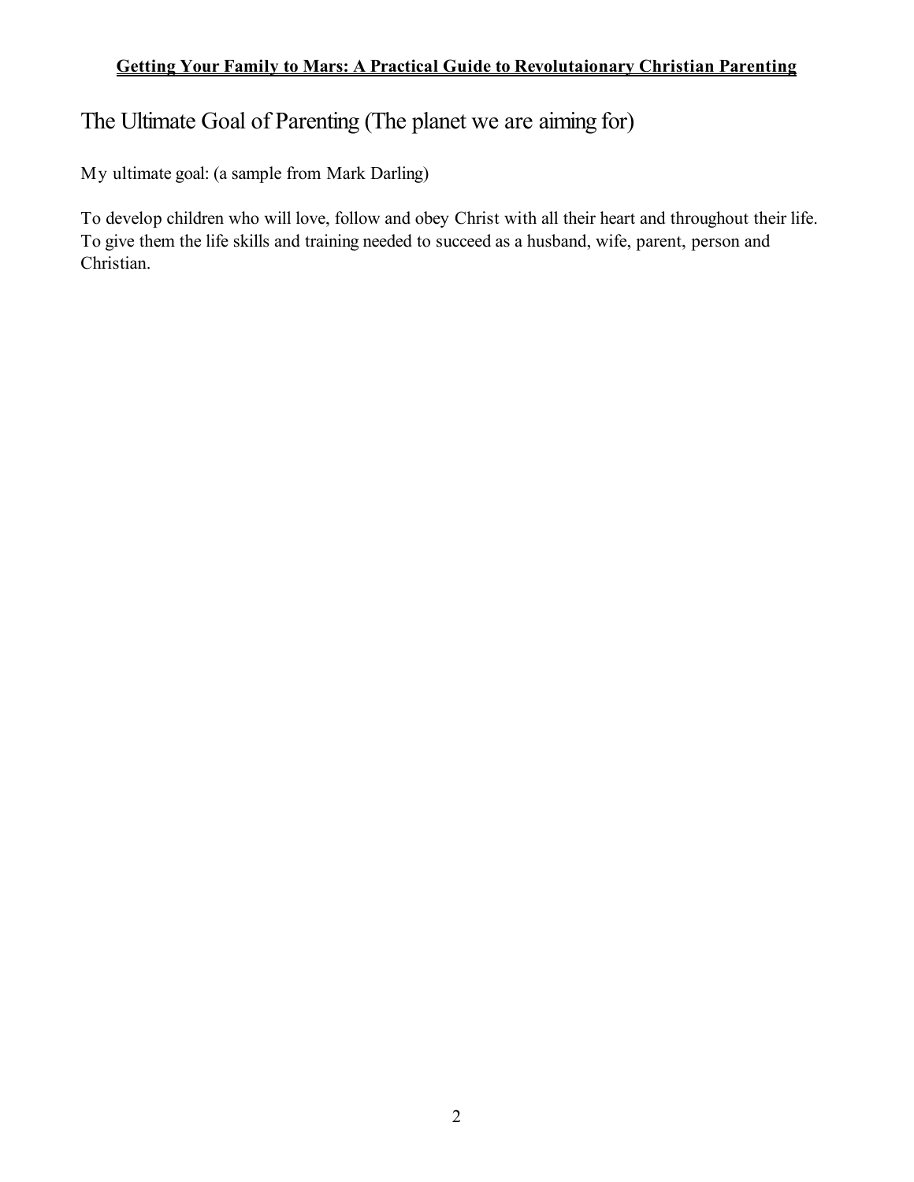# The Ultimate Goal of Parenting (The planet we are aiming for)

My ultimate goal: (a sample from Mark Darling)

To develop children who will love, follow and obey Christ with all their heart and throughout their life. To give them the life skills and training needed to succeed as a husband, wife, parent, person and Christian.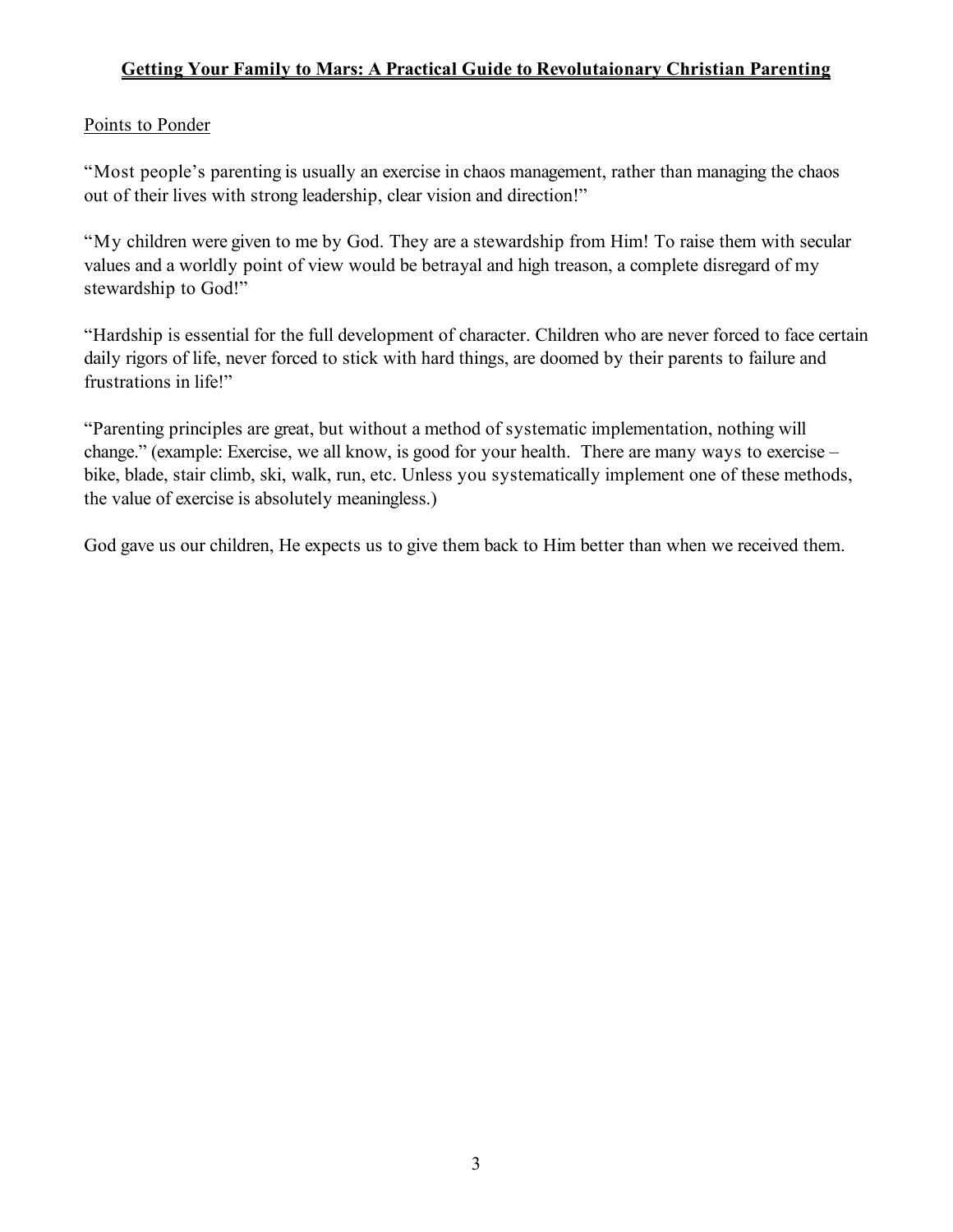Points to Ponder

"Most people's parenting is usually an exercise in chaos management, rather than managing the chaos out of their lives with strong leadership, clear vision and direction!"

"My children were given to me by God. They are a stewardship from Him! To raise them with secular values and a worldly point of view would be betrayal and high treason, a complete disregard of my stewardship to God!"

"Hardship is essential for the full development of character. Children who are never forced to face certain daily rigors of life, never forced to stick with hard things, are doomed by their parents to failure and frustrations in life!"

"Parenting principles are great, but without a method of systematic implementation, nothing will change." (example: Exercise, we all know, is good for your health. There are many ways to exercise – bike, blade, stair climb, ski, walk, run, etc. Unless you systematically implement one of these methods, the value of exercise is absolutely meaningless.)

God gave us our children, He expects us to give them back to Him better than when we received them.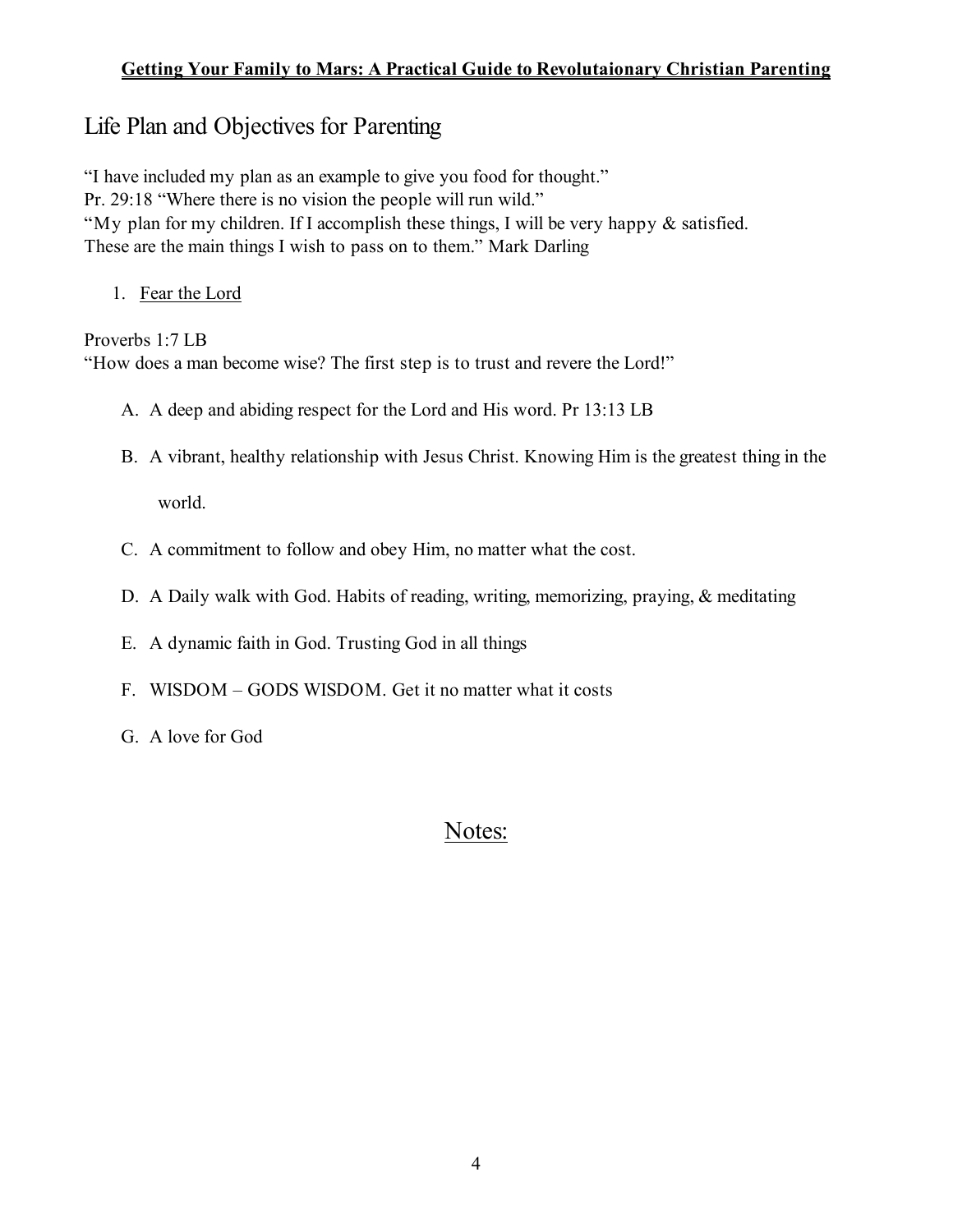## Life Plan and Objectives for Parenting

"I have included my plan as an example to give you food for thought."
Pr. 29:18 "Where there is no vision the people will run wild."
"My plan for my children. If I accomplish these things, I will be very happy & satisfied.
These are the main things I wish to pass on to them." Mark Darling

1. Fear the Lord

Proverbs 1:7 LB
"How does a man become wise? The first step is to trust and revere the Lord!"

A. A deep and abiding respect for the Lord and His word. Pr 13:13 LB

B. A vibrant, healthy relationship with Jesus Christ. Knowing Him is the greatest thing in the world.

C. A commitment to follow and obey Him, no matter what the cost.

D. A Daily walk with God. Habits of reading, writing, memorizing, praying, & meditating

E. A dynamic faith in God. Trusting God in all things

F. WISDOM – GODS WISDOM. Get it no matter what it costs

G. A love for God

## Notes: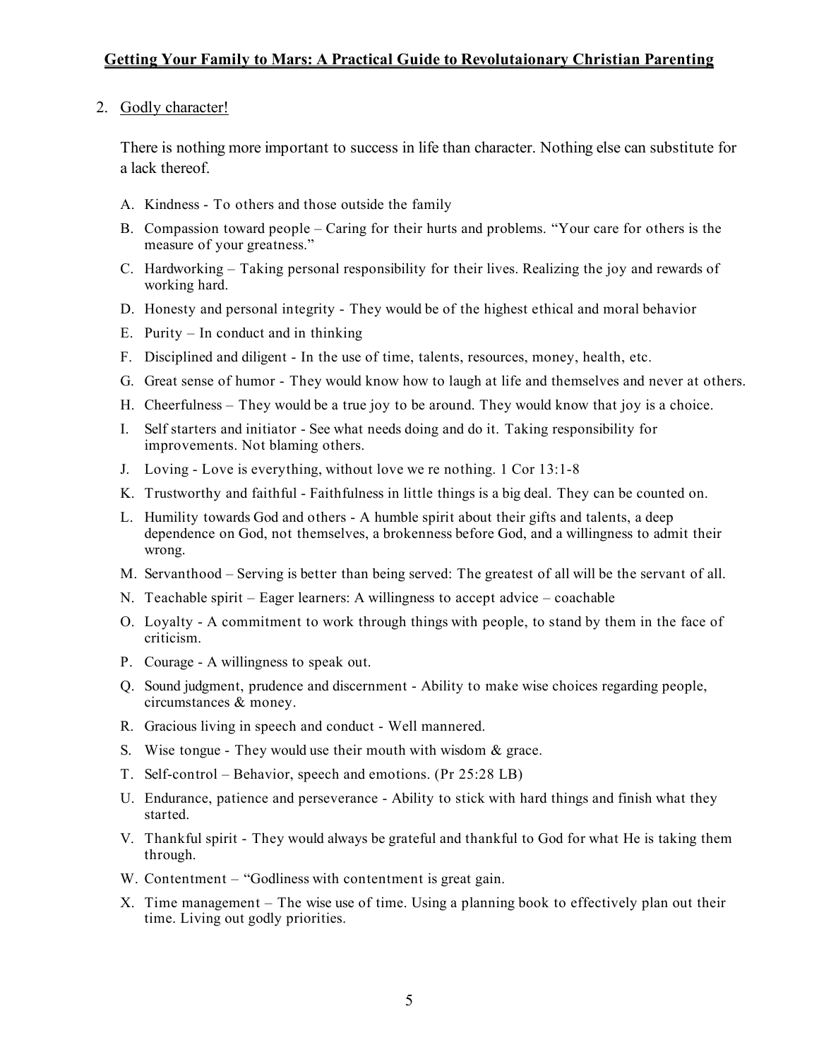2. Godly character!

   There is nothing more important to success in life than character. Nothing else can substitute for a lack thereof.

   A. Kindness - To others and those outside the family
   B. Compassion toward people – Caring for their hurts and problems. "Your care for others is the measure of your greatness."
   C. Hardworking – Taking personal responsibility for their lives. Realizing the joy and rewards of working hard.
   D. Honesty and personal integrity - They would be of the highest ethical and moral behavior
   E. Purity – In conduct and in thinking
   F. Disciplined and diligent - In the use of time, talents, resources, money, health, etc.
   G. Great sense of humor - They would know how to laugh at life and themselves and never at others.
   H. Cheerfulness – They would be a true joy to be around. They would know that joy is a choice.
   I. Self starters and initiator - See what needs doing and do it. Taking responsibility for improvements. Not blaming others.
   J. Loving - Love is everything, without love we re nothing. 1 Cor 13:1-8
   K. Trustworthy and faithful - Faithfulness in little things is a big deal. They can be counted on.
   L. Humility towards God and others - A humble spirit about their gifts and talents, a deep dependence on God, not themselves, a brokenness before God, and a willingness to admit their wrong.
   M. Servanthood – Serving is better than being served: The greatest of all will be the servant of all.
   N. Teachable spirit – Eager learners: A willingness to accept advice – coachable
   O. Loyalty - A commitment to work through things with people, to stand by them in the face of criticism.
   P. Courage - A willingness to speak out.
   Q. Sound judgment, prudence and discernment - Ability to make wise choices regarding people, circumstances & money.
   R. Gracious living in speech and conduct - Well mannered.
   S. Wise tongue - They would use their mouth with wisdom & grace.
   T. Self-control – Behavior, speech and emotions. (Pr 25:28 LB)
   U. Endurance, patience and perseverance - Ability to stick with hard things and finish what they started.
   V. Thankful spirit - They would always be grateful and thankful to God for what He is taking them through.
   W. Contentment – "Godliness with contentment is great gain.
   X. Time management – The wise use of time. Using a planning book to effectively plan out their time. Living out godly priorities.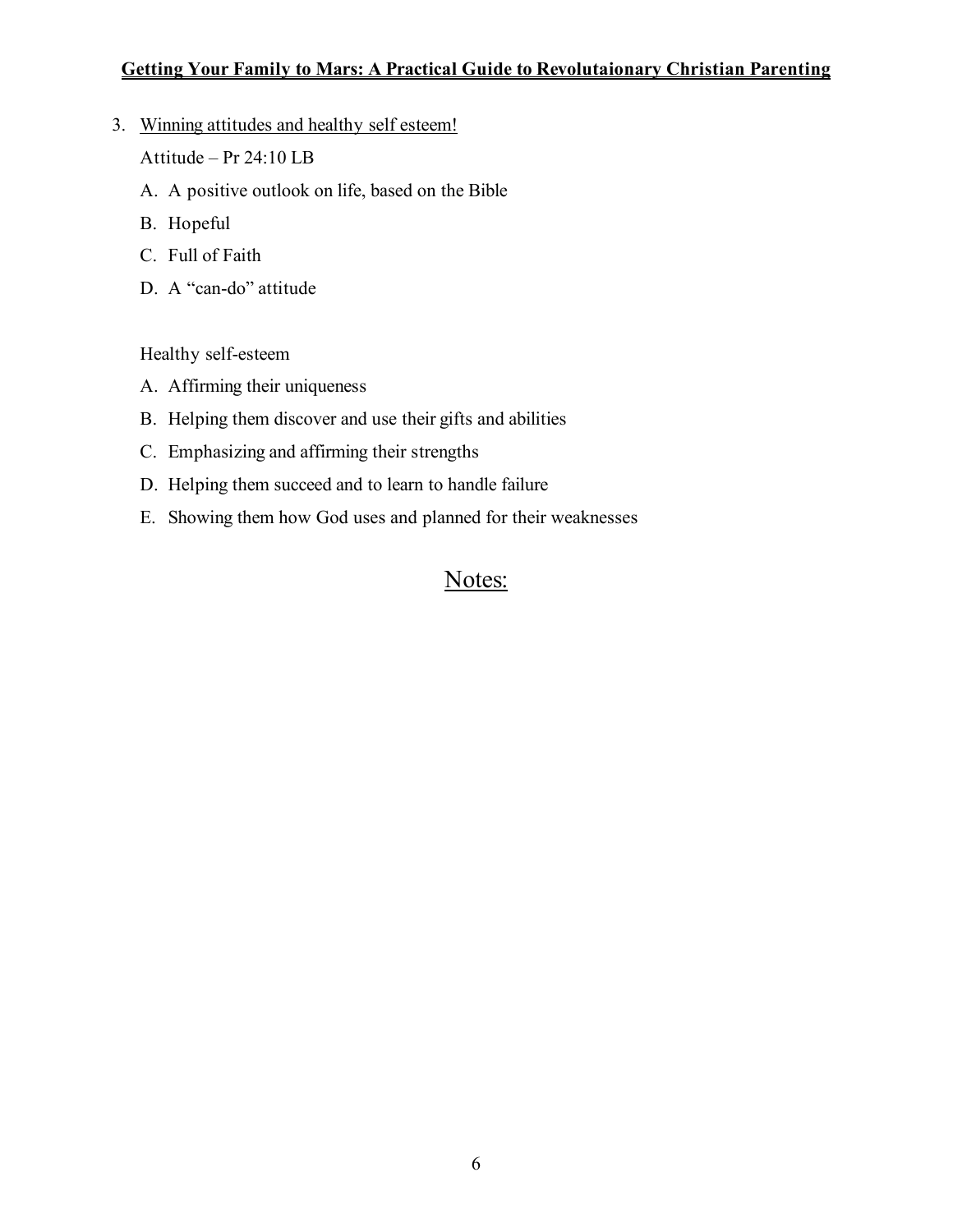3. <u>Winning attitudes and healthy self esteem!</u>

   Attitude – Pr 24:10 LB

   A. A positive outlook on life, based on the Bible
   B. Hopeful
   C. Full of Faith
   D. A "can-do" attitude

   Healthy self-esteem

   A. Affirming their uniqueness
   B. Helping them discover and use their gifts and abilities
   C. Emphasizing and affirming their strengths
   D. Helping them succeed and to learn to handle failure
   E. Showing them how God uses and planned for their weaknesses

## <u>Notes:</u>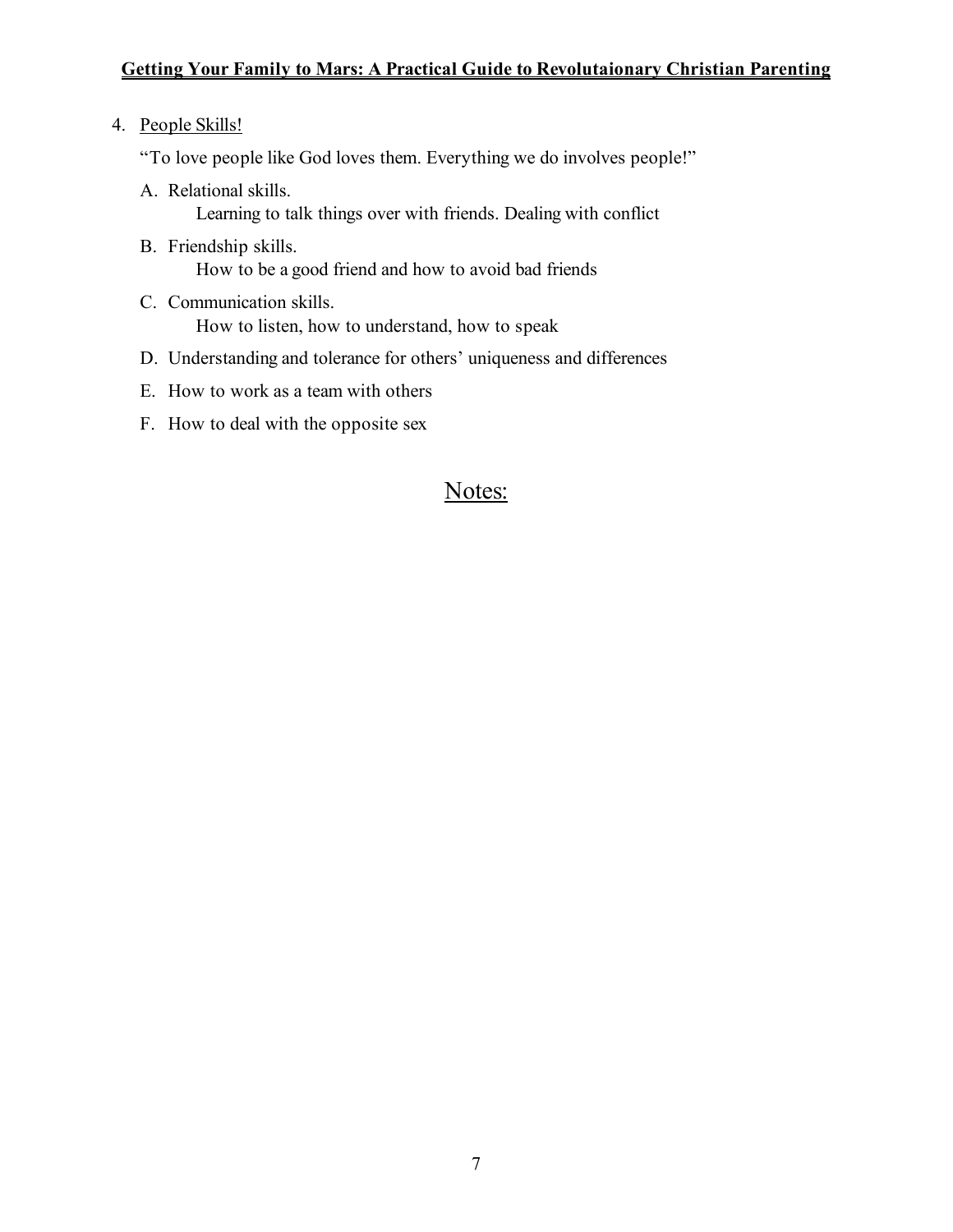4. <u>People Skills!</u>

   "To love people like God loves them. Everything we do involves people!"

   A. Relational skills.
      Learning to talk things over with friends. Dealing with conflict

   B. Friendship skills.
      How to be a good friend and how to avoid bad friends

   C. Communication skills.
      How to listen, how to understand, how to speak

   D. Understanding and tolerance for others' uniqueness and differences

   E. How to work as a team with others

   F. How to deal with the opposite sex

## Notes: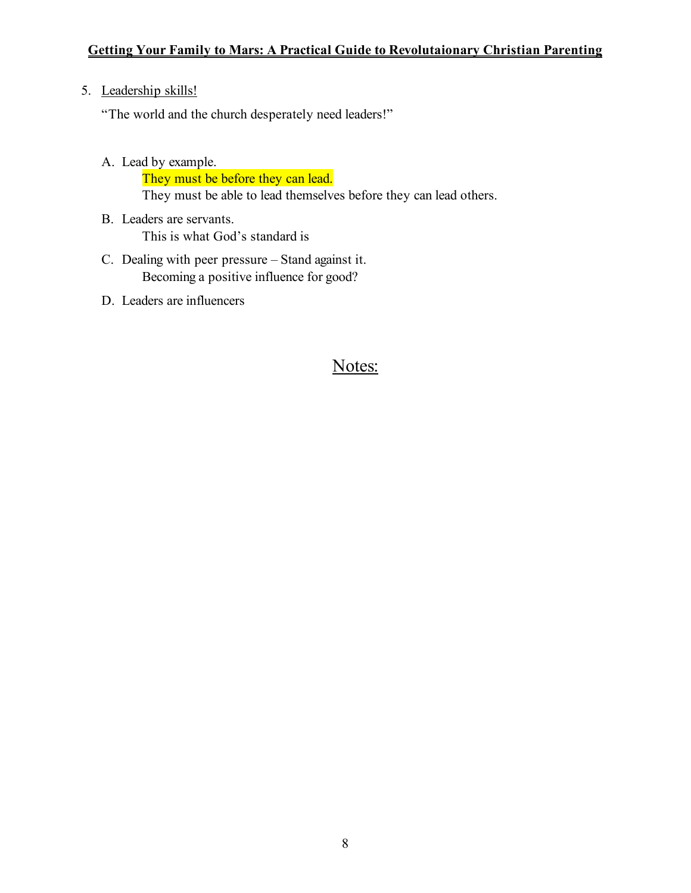5. Leadership skills!

   "The world and the church desperately need leaders!"

   A. Lead by example.
      They must be before they can lead.
      They must be able to lead themselves before they can lead others.

   B. Leaders are servants.
      This is what God's standard is

   C. Dealing with peer pressure – Stand against it.
      Becoming a positive influence for good?

   D. Leaders are influencers

## Notes: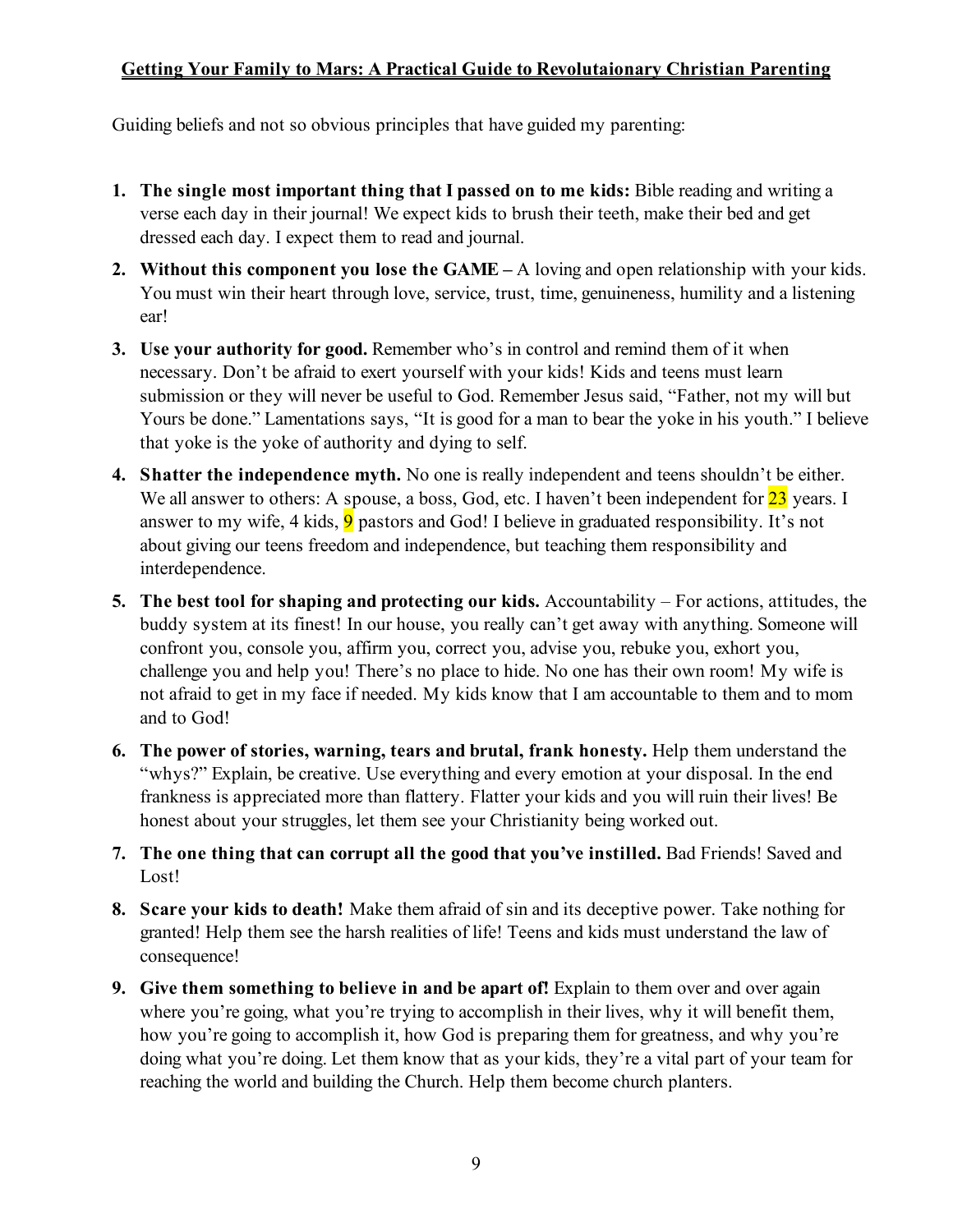**Getting Your Family to Mars: A Practical Guide to Revolutaionary Christian Parenting**

Guiding beliefs and not so obvious principles that have guided my parenting:

1. **The single most important thing that I passed on to me kids:** Bible reading and writing a verse each day in their journal! We expect kids to brush their teeth, make their bed and get dressed each day. I expect them to read and journal.
2. **Without this component you lose the GAME –** A loving and open relationship with your kids. You must win their heart through love, service, trust, time, genuineness, humility and a listening ear!
3. **Use your authority for good.** Remember who's in control and remind them of it when necessary. Don't be afraid to exert yourself with your kids! Kids and teens must learn submission or they will never be useful to God. Remember Jesus said, "Father, not my will but Yours be done." Lamentations says, "It is good for a man to bear the yoke in his youth." I believe that yoke is the yoke of authority and dying to self.
4. **Shatter the independence myth.** No one is really independent and teens shouldn't be either. We all answer to others: A spouse, a boss, God, etc. I haven't been independent for 23 years. I answer to my wife, 4 kids, 9 pastors and God! I believe in graduated responsibility. It's not about giving our teens freedom and independence, but teaching them responsibility and interdependence.
5. **The best tool for shaping and protecting our kids.** Accountability – For actions, attitudes, the buddy system at its finest! In our house, you really can't get away with anything. Someone will confront you, console you, affirm you, correct you, advise you, rebuke you, exhort you, challenge you and help you! There's no place to hide. No one has their own room! My wife is not afraid to get in my face if needed. My kids know that I am accountable to them and to mom and to God!
6. **The power of stories, warning, tears and brutal, frank honesty.** Help them understand the "whys?" Explain, be creative. Use everything and every emotion at your disposal. In the end frankness is appreciated more than flattery. Flatter your kids and you will ruin their lives! Be honest about your struggles, let them see your Christianity being worked out.
7. **The one thing that can corrupt all the good that you've instilled.** Bad Friends! Saved and Lost!
8. **Scare your kids to death!** Make them afraid of sin and its deceptive power. Take nothing for granted! Help them see the harsh realities of life! Teens and kids must understand the law of consequence!
9. **Give them something to believe in and be apart of!** Explain to them over and over again where you're going, what you're trying to accomplish in their lives, why it will benefit them, how you're going to accomplish it, how God is preparing them for greatness, and why you're doing what you're doing. Let them know that as your kids, they're a vital part of your team for reaching the world and building the Church. Help them become church planters.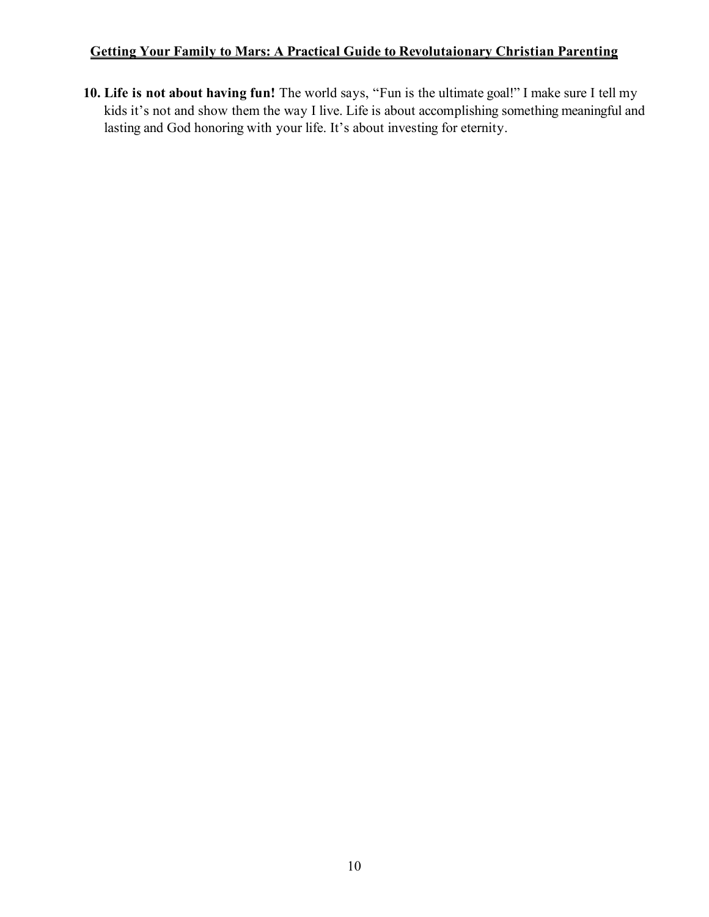10. **Life is not about having fun!** The world says, "Fun is the ultimate goal!" I make sure I tell my kids it's not and show them the way I live. Life is about accomplishing something meaningful and lasting and God honoring with your life. It's about investing for eternity.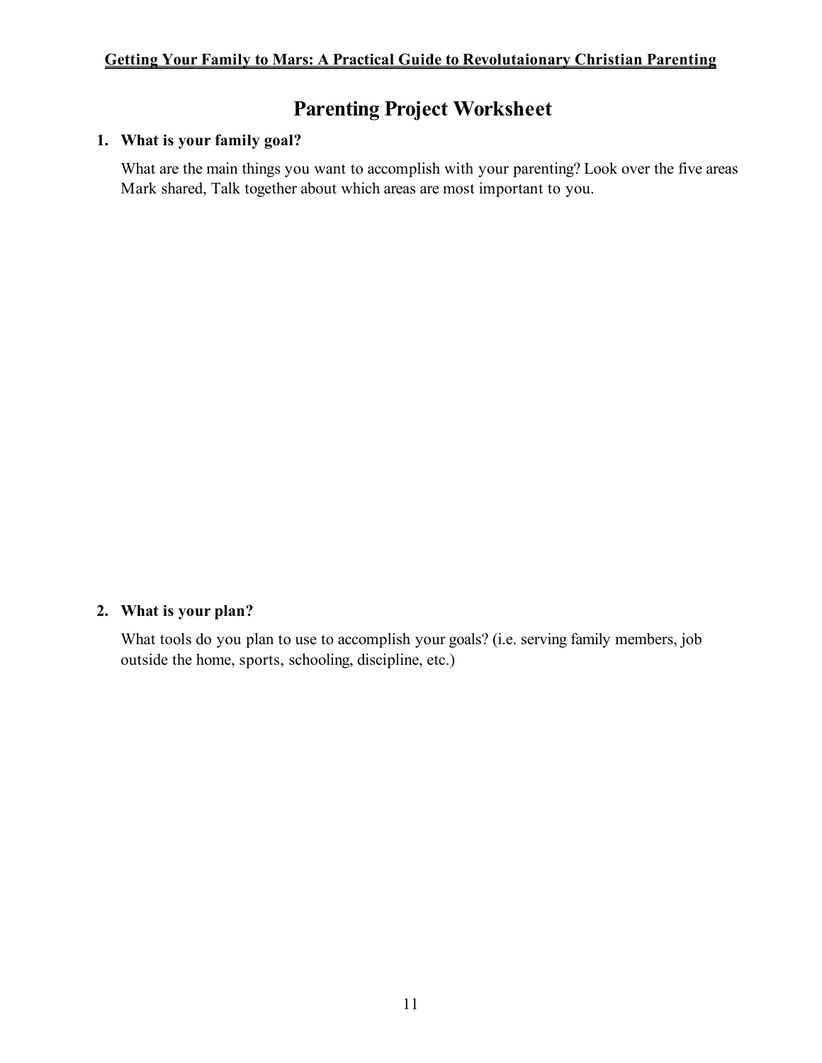# Parenting Project Worksheet

1. **What is your family goal?**

   What are the main things you want to accomplish with your parenting? Look over the five areas Mark shared, Talk together about which areas are most important to you.

2. **What is your plan?**

   What tools do you plan to use to accomplish your goals? (i.e. serving family members, job outside the home, sports, schooling, discipline, etc.)